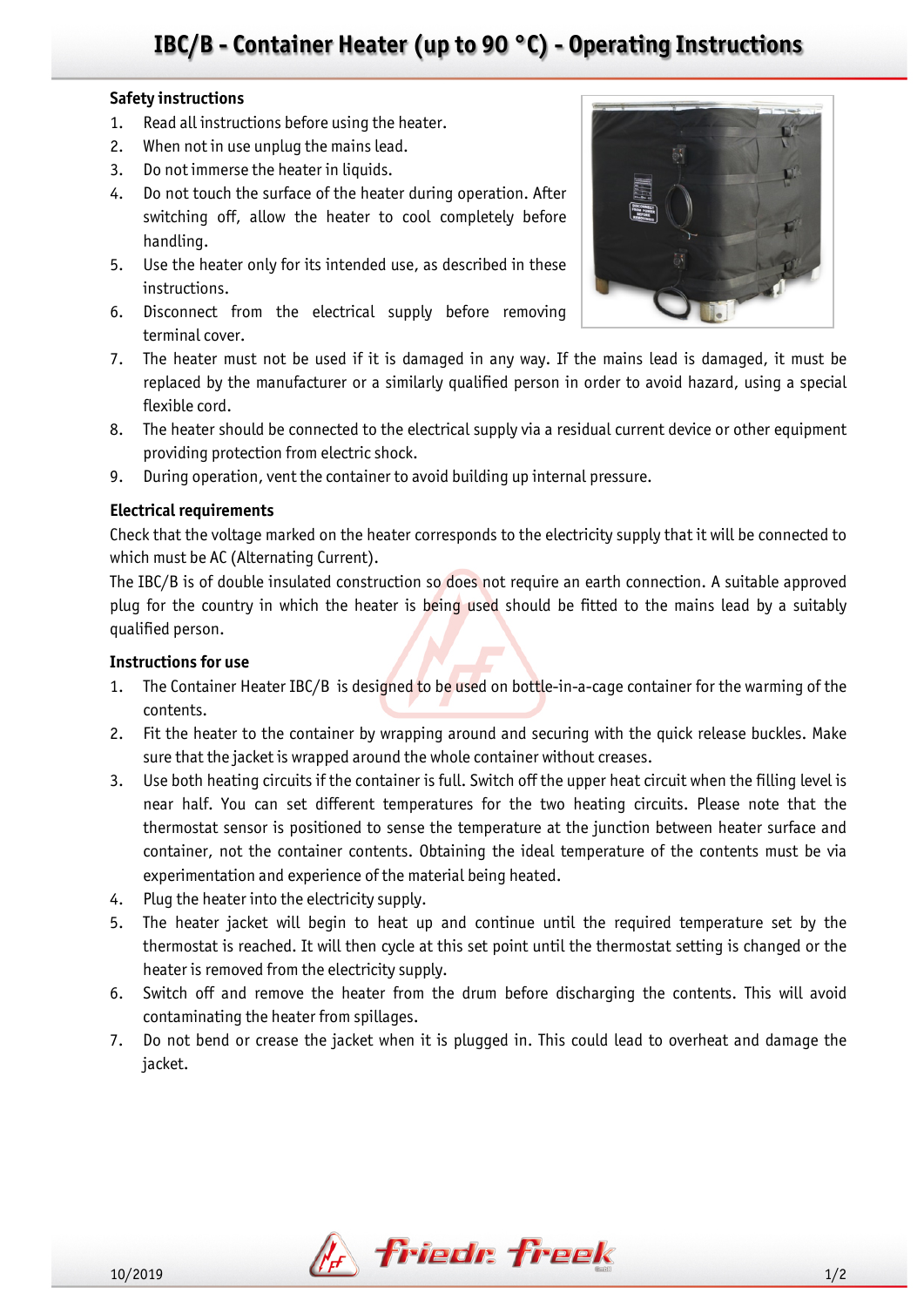# IBC/B - Container Heater (up to 90 °C) - Operating Instructions

## Safety instructions

1. Read all instructions before using the heater.
2. When not in use unplug the mains lead.
3. Do not immerse the heater in liquids.
4. Do not touch the surface of the heater during operation. After switching off, allow the heater to cool completely before handling.
5. Use the heater only for its intended use, as described in these instructions.
6. Disconnect from the electrical supply before removing terminal cover.
7. The heater must not be used if it is damaged in any way. If the mains lead is damaged, it must be replaced by the manufacturer or a similarly qualified person in order to avoid hazard, using a special flexible cord.
8. The heater should be connected to the electrical supply via a residual current device or other equipment providing protection from electric shock.
9. During operation, vent the container to avoid building up internal pressure.

## Electrical requirements

Check that the voltage marked on the heater corresponds to the electricity supply that it will be connected to which must be AC (Alternating Current).

The IBC/B is of double insulated construction so does not require an earth connection. A suitable approved plug for the country in which the heater is being used should be fitted to the mains lead by a suitably qualified person.

## Instructions for use

1. The Container Heater IBC/B is designed to be used on bottle-in-a-cage container for the warming of the contents.
2. Fit the heater to the container by wrapping around and securing with the quick release buckles. Make sure that the jacket is wrapped around the whole container without creases.
3. Use both heating circuits if the container is full. Switch off the upper heat circuit when the filling level is near half. You can set different temperatures for the two heating circuits. Please note that the thermostat sensor is positioned to sense the temperature at the junction between heater surface and container, not the container contents. Obtaining the ideal temperature of the contents must be via experimentation and experience of the material being heated.
4. Plug the heater into the electricity supply.
5. The heater jacket will begin to heat up and continue until the required temperature set by the thermostat is reached. It will then cycle at this set point until the thermostat setting is changed or the heater is removed from the electricity supply.
6. Switch off and remove the heater from the drum before discharging the contents. This will avoid contaminating the heater from spillages.
7. Do not bend or crease the jacket when it is plugged in. This could lead to overheat and damage the jacket.

10/2019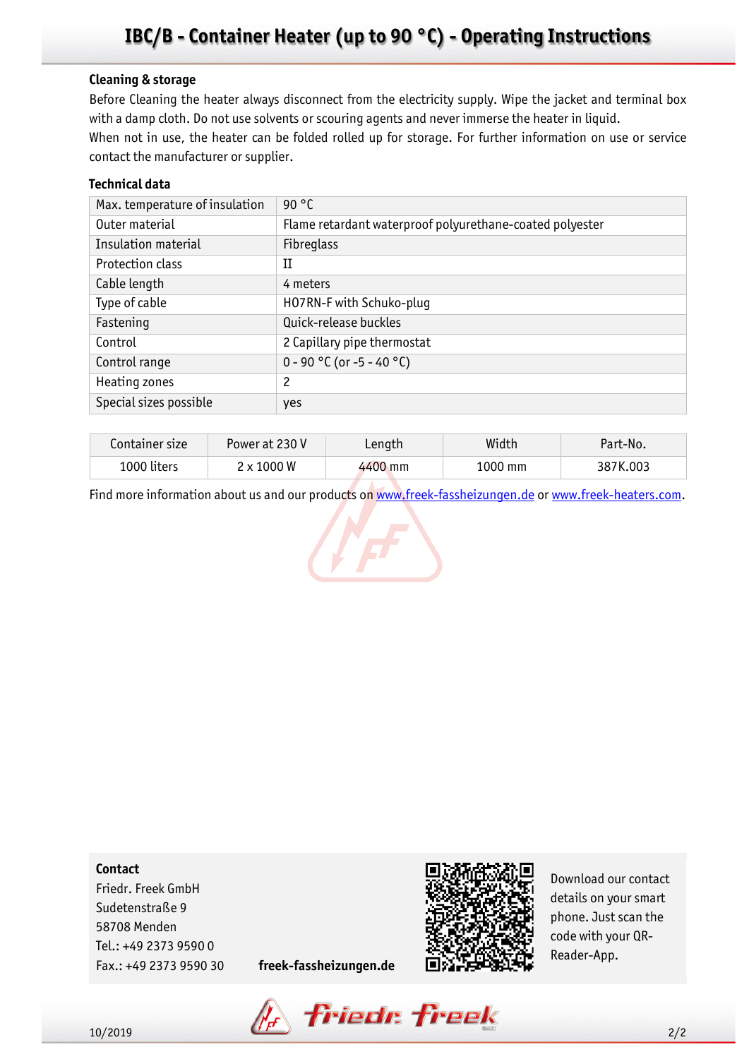### Cleaning & storage

Before Cleaning the heater always disconnect from the electricity supply. Wipe the jacket and terminal box with a damp cloth. Do not use solvents or scouring agents and never immerse the heater in liquid.
When not in use, the heater can be folded rolled up for storage. For further information on use or service contact the manufacturer or supplier.

### Technical data

| | |
|---|---|
| Max. temperature of insulation | 90 °C |
| Outer material | Flame retardant waterproof polyurethane-coated polyester |
| Insulation material | Fibreglass |
| Protection class | II |
| Cable length | 4 meters |
| Type of cable | H07RN-F with Schuko-plug |
| Fastening | Quick-release buckles |
| Control | 2 Capillary pipe thermostat |
| Control range | 0 - 90 °C (or -5 - 40 °C) |
| Heating zones | 2 |
| Special sizes possible | yes |

| Container size | Power at 230 V | Length | Width | Part-No. |
|---|---|---|---|---|
| 1000 liters | 2 x 1000 W | 4400 mm | 1000 mm | 387K.003 |

Find more information about us and our products on www.freek-fassheizungen.de or www.freek-heaters.com.

**Contact**
Friedr. Freek GmbH
Sudetenstraße 9
58708 Menden
Tel.: +49 2373 9590 0
Fax.: +49 2373 9590 30

**freek-fassheizungen.de**

Download our contact details on your smart phone. Just scan the code with your QR-Reader-App.

10/2019